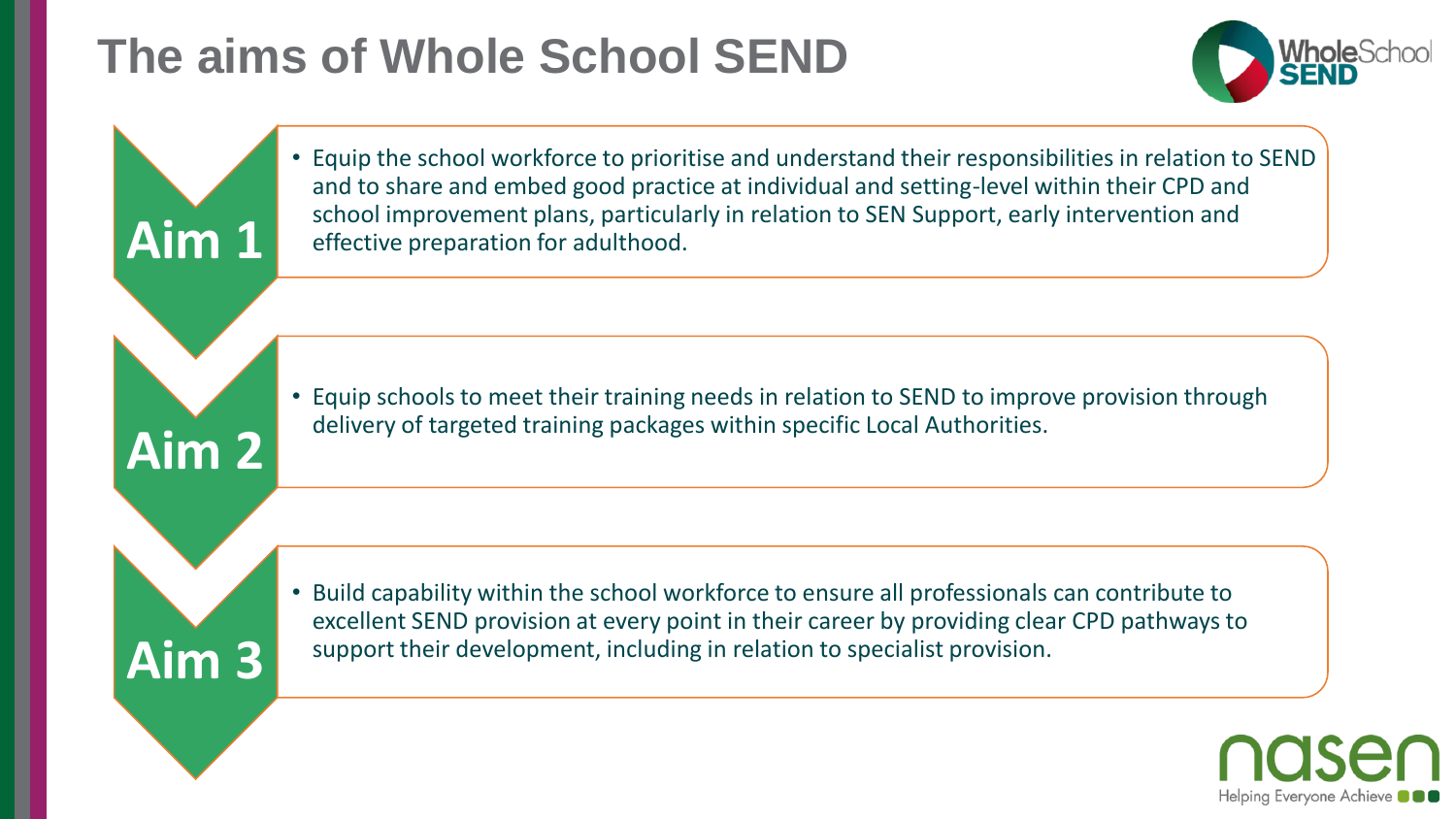# The aims of Whole School SEND

## Aim 1

- Equip the school workforce to prioritise and understand their responsibilities in relation to SEND and to share and embed good practice at individual and setting-level within their CPD and school improvement plans, particularly in relation to SEN Support, early intervention and effective preparation for adulthood.

## Aim 2

- Equip schools to meet their training needs in relation to SEND to improve provision through delivery of targeted training packages within specific Local Authorities.

## Aim 3

- Build capability within the school workforce to ensure all professionals can contribute to excellent SEND provision at every point in their career by providing clear CPD pathways to support their development, including in relation to specialist provision.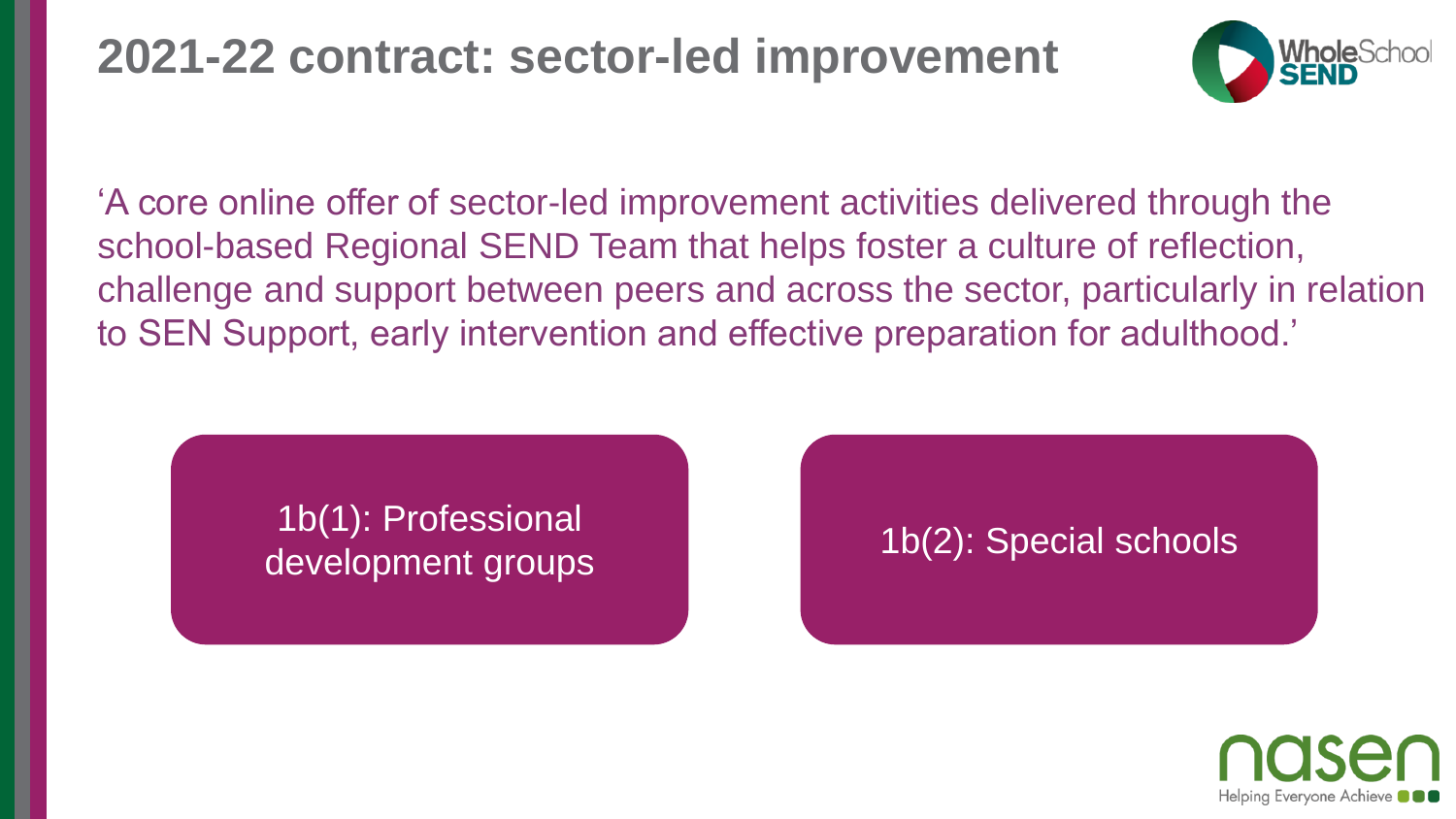# 2021-22 contract: sector-led improvement

'A core online offer of sector-led improvement activities delivered through the school-based Regional SEND Team that helps foster a culture of reflection, challenge and support between peers and across the sector, particularly in relation to SEN Support, early intervention and effective preparation for adulthood.'

- 1b(1): Professional development groups
- 1b(2): Special schools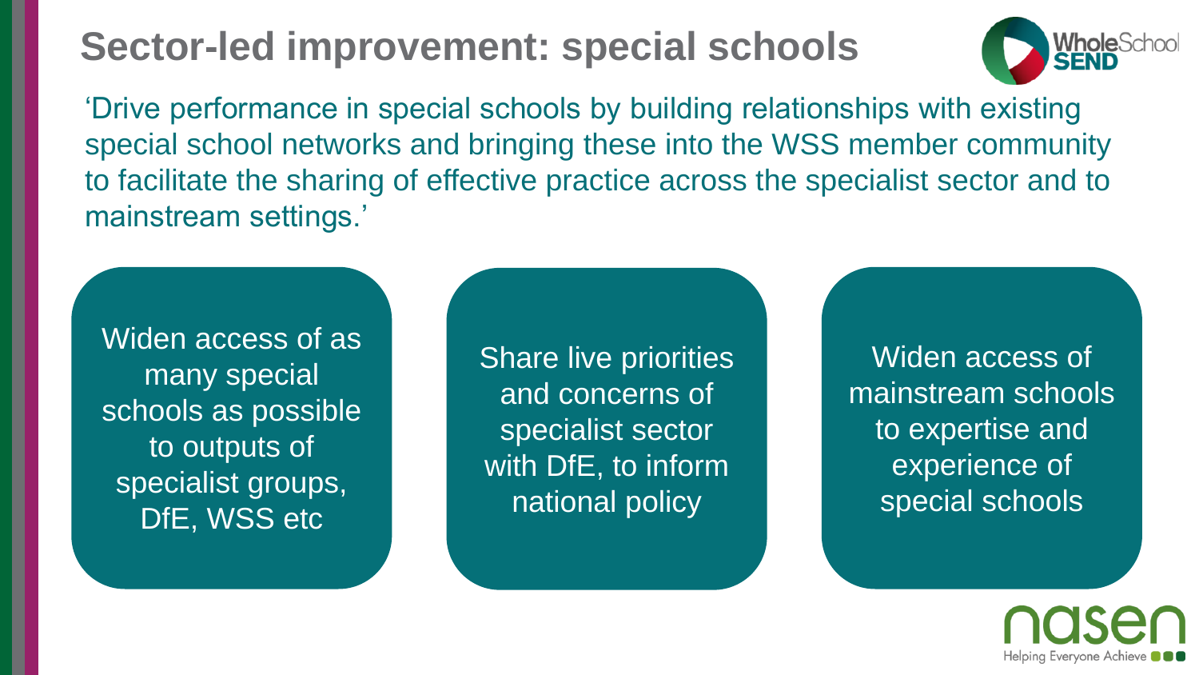# Sector-led improvement: special schools

'Drive performance in special schools by building relationships with existing special school networks and bringing these into the WSS member community to facilitate the sharing of effective practice across the specialist sector and to mainstream settings.'

- Widen access of as many special schools as possible to outputs of specialist groups, DfE, WSS etc
- Share live priorities and concerns of specialist sector with DfE, to inform national policy
- Widen access of mainstream schools to expertise and experience of special schools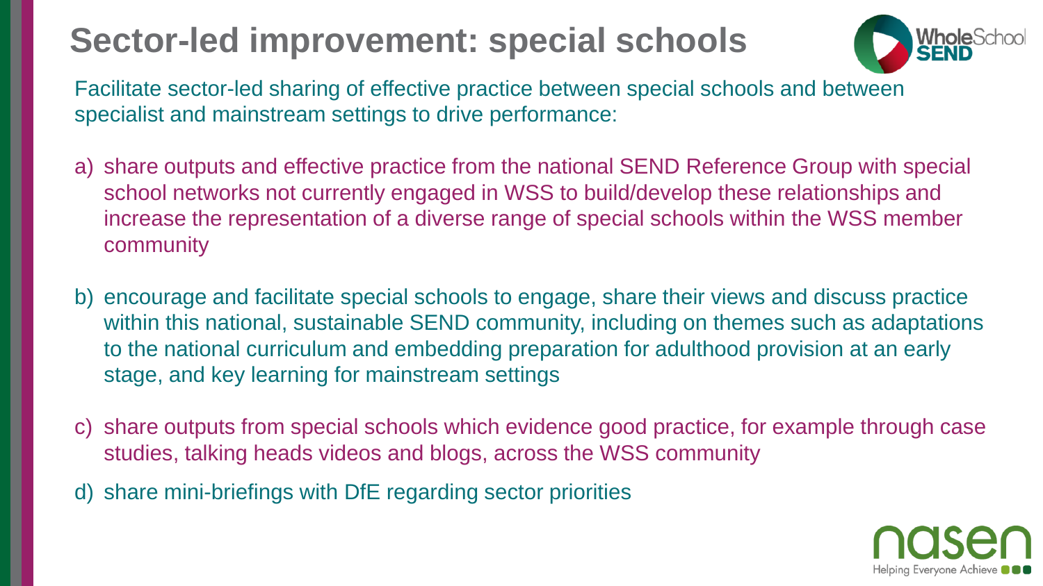# Sector-led improvement: special schools

Facilitate sector-led sharing of effective practice between special schools and between specialist and mainstream settings to drive performance:

a) share outputs and effective practice from the national SEND Reference Group with special school networks not currently engaged in WSS to build/develop these relationships and increase the representation of a diverse range of special schools within the WSS member community

b) encourage and facilitate special schools to engage, share their views and discuss practice within this national, sustainable SEND community, including on themes such as adaptations to the national curriculum and embedding preparation for adulthood provision at an early stage, and key learning for mainstream settings

c) share outputs from special schools which evidence good practice, for example through case studies, talking heads videos and blogs, across the WSS community

d) share mini-briefings with DfE regarding sector priorities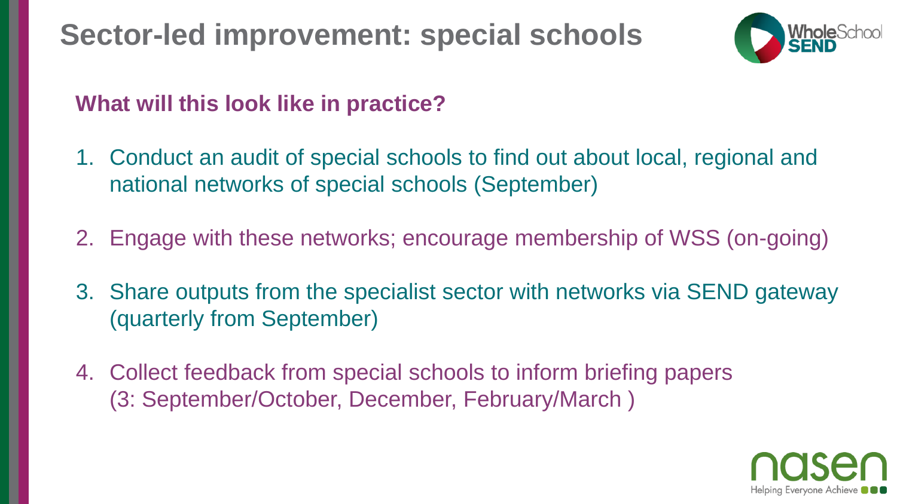# Sector-led improvement: special schools

## What will this look like in practice?

1. Conduct an audit of special schools to find out about local, regional and national networks of special schools (September)

2. Engage with these networks; encourage membership of WSS (on-going)

3. Share outputs from the specialist sector with networks via SEND gateway (quarterly from September)

4. Collect feedback from special schools to inform briefing papers (3: September/October, December, February/March )